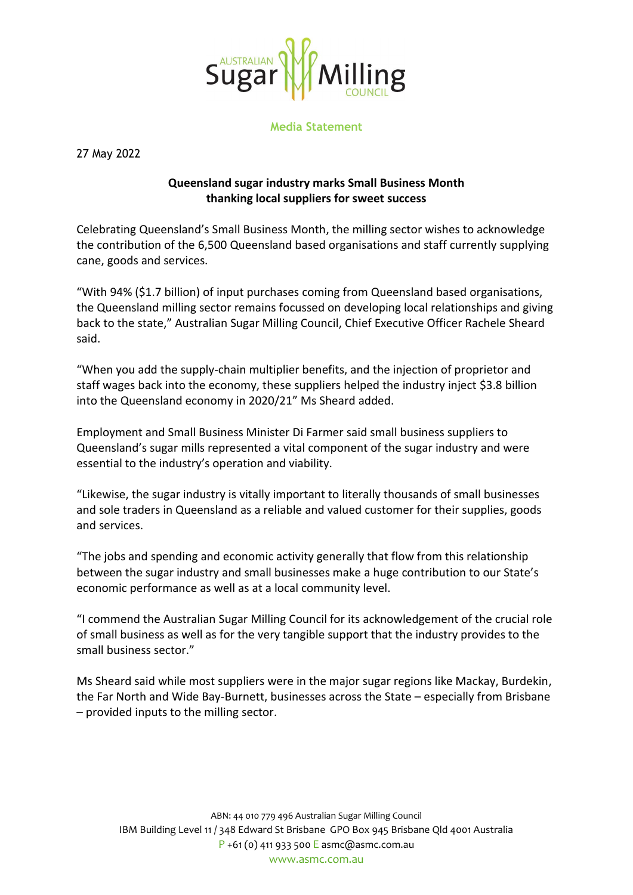Australian Sugar Milling Council

**Media Statement**

27 May 2022

**Queensland sugar industry marks Small Business Month thanking local suppliers for sweet success**

Celebrating Queensland's Small Business Month, the milling sector wishes to acknowledge the contribution of the 6,500 Queensland based organisations and staff currently supplying cane, goods and services.

"With 94% ($1.7 billion) of input purchases coming from Queensland based organisations, the Queensland milling sector remains focussed on developing local relationships and giving back to the state," Australian Sugar Milling Council, Chief Executive Officer Rachele Sheard said.

"When you add the supply-chain multiplier benefits, and the injection of proprietor and staff wages back into the economy, these suppliers helped the industry inject $3.8 billion into the Queensland economy in 2020/21" Ms Sheard added.

Employment and Small Business Minister Di Farmer said small business suppliers to Queensland's sugar mills represented a vital component of the sugar industry and were essential to the industry's operation and viability.

"Likewise, the sugar industry is vitally important to literally thousands of small businesses and sole traders in Queensland as a reliable and valued customer for their supplies, goods and services.

"The jobs and spending and economic activity generally that flow from this relationship between the sugar industry and small businesses make a huge contribution to our State's economic performance as well as at a local community level.

"I commend the Australian Sugar Milling Council for its acknowledgement of the crucial role of small business as well as for the very tangible support that the industry provides to the small business sector."

Ms Sheard said while most suppliers were in the major sugar regions like Mackay, Burdekin, the Far North and Wide Bay-Burnett, businesses across the State – especially from Brisbane – provided inputs to the milling sector.

ABN: 44 010 779 496 Australian Sugar Milling Council
IBM Building Level 11 / 348 Edward St Brisbane GPO Box 945 Brisbane Qld 4001 Australia
P +61 (0) 411 933 500 E asmc@asmc.com.au
www.asmc.com.au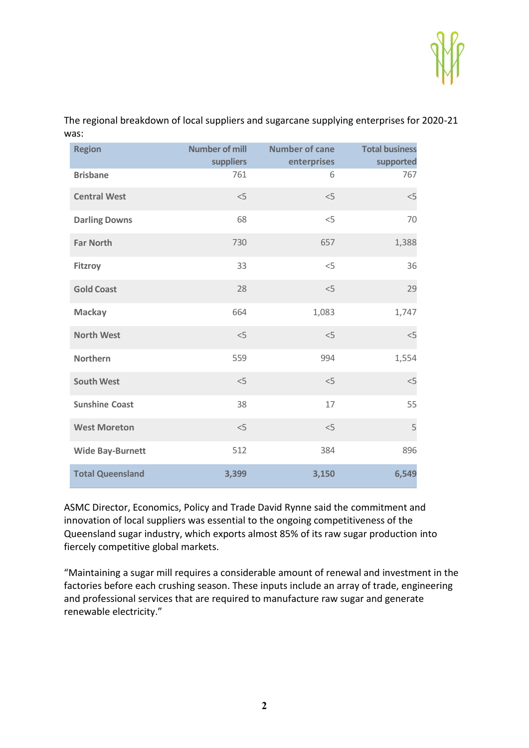The regional breakdown of local suppliers and sugarcane supplying enterprises for 2020-21 was:

| Region | Number of mill suppliers | Number of cane enterprises | Total business supported |
|---|---|---|---|
| Brisbane | 761 | 6 | 767 |
| Central West | <5 | <5 | <5 |
| Darling Downs | 68 | <5 | 70 |
| Far North | 730 | 657 | 1,388 |
| Fitzroy | 33 | <5 | 36 |
| Gold Coast | 28 | <5 | 29 |
| Mackay | 664 | 1,083 | 1,747 |
| North West | <5 | <5 | <5 |
| Northern | 559 | 994 | 1,554 |
| South West | <5 | <5 | <5 |
| Sunshine Coast | 38 | 17 | 55 |
| West Moreton | <5 | <5 | 5 |
| Wide Bay-Burnett | 512 | 384 | 896 |
| **Total Queensland** | **3,399** | **3,150** | **6,549** |

ASMC Director, Economics, Policy and Trade David Rynne said the commitment and innovation of local suppliers was essential to the ongoing competitiveness of the Queensland sugar industry, which exports almost 85% of its raw sugar production into fiercely competitive global markets.

“Maintaining a sugar mill requires a considerable amount of renewal and investment in the factories before each crushing season. These inputs include an array of trade, engineering and professional services that are required to manufacture raw sugar and generate renewable electricity.”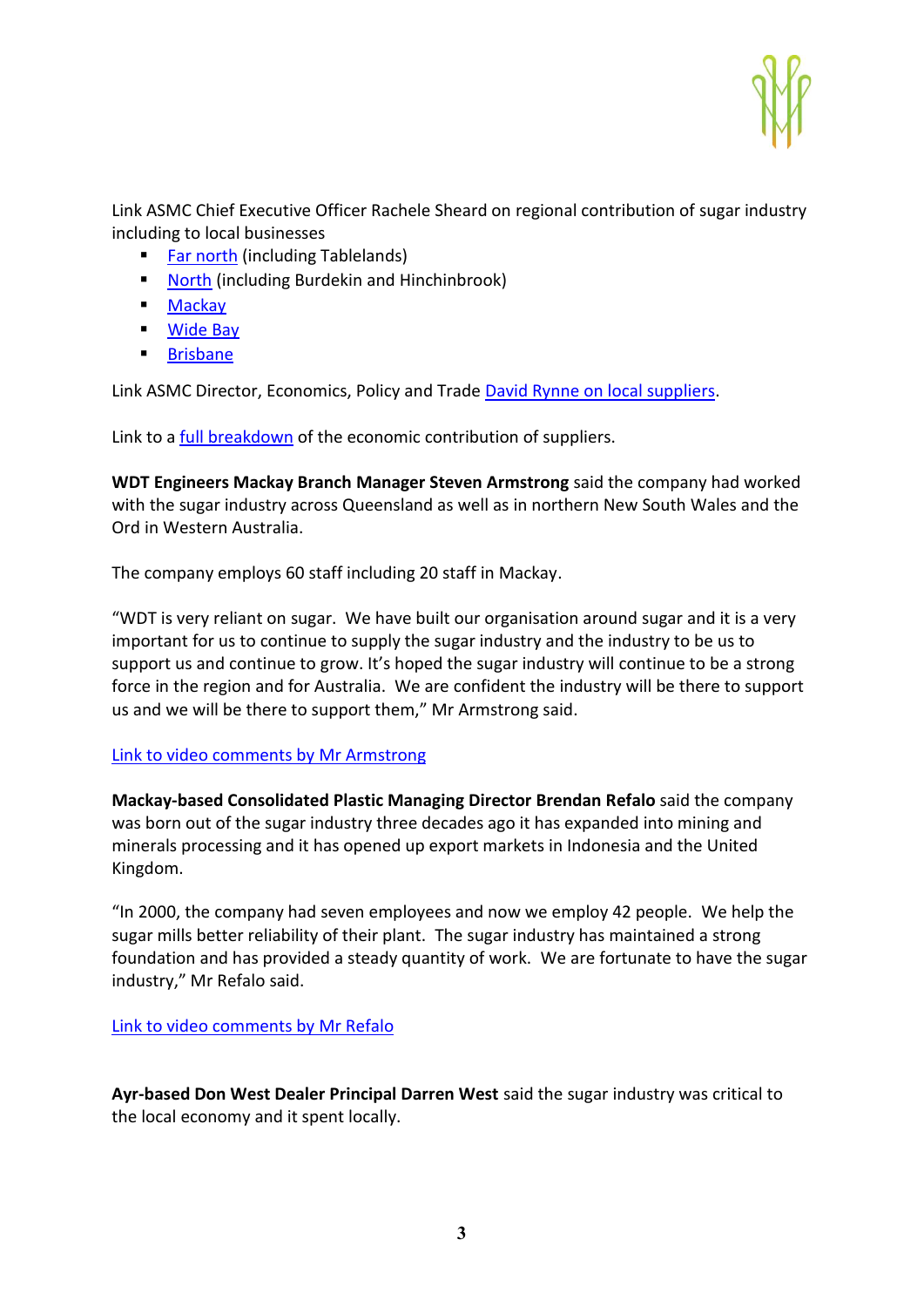Link ASMC Chief Executive Officer Rachele Sheard on regional contribution of sugar industry including to local businesses

- Far north (including Tablelands)
- North (including Burdekin and Hinchinbrook)
- Mackay
- Wide Bay
- Brisbane

Link ASMC Director, Economics, Policy and Trade David Rynne on local suppliers.

Link to a full breakdown of the economic contribution of suppliers.

**WDT Engineers Mackay Branch Manager Steven Armstrong** said the company had worked with the sugar industry across Queensland as well as in northern New South Wales and the Ord in Western Australia.

The company employs 60 staff including 20 staff in Mackay.

"WDT is very reliant on sugar. We have built our organisation around sugar and it is a very important for us to continue to supply the sugar industry and the industry to be us to support us and continue to grow. It's hoped the sugar industry will continue to be a strong force in the region and for Australia. We are confident the industry will be there to support us and we will be there to support them," Mr Armstrong said.

Link to video comments by Mr Armstrong

**Mackay-based Consolidated Plastic Managing Director Brendan Refalo** said the company was born out of the sugar industry three decades ago it has expanded into mining and minerals processing and it has opened up export markets in Indonesia and the United Kingdom.

"In 2000, the company had seven employees and now we employ 42 people. We help the sugar mills better reliability of their plant. The sugar industry has maintained a strong foundation and has provided a steady quantity of work. We are fortunate to have the sugar industry," Mr Refalo said.

Link to video comments by Mr Refalo

**Ayr-based Don West Dealer Principal Darren West** said the sugar industry was critical to the local economy and it spent locally.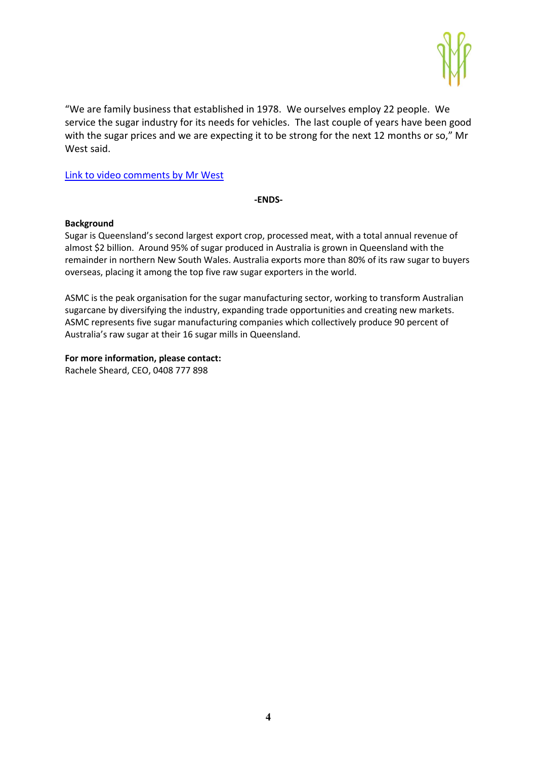"We are family business that established in 1978. We ourselves employ 22 people. We service the sugar industry for its needs for vehicles. The last couple of years have been good with the sugar prices and we are expecting it to be strong for the next 12 months or so," Mr West said.

Link to video comments by Mr West

**-ENDS-**

**Background**

Sugar is Queensland's second largest export crop, processed meat, with a total annual revenue of almost $2 billion. Around 95% of sugar produced in Australia is grown in Queensland with the remainder in northern New South Wales. Australia exports more than 80% of its raw sugar to buyers overseas, placing it among the top five raw sugar exporters in the world.

ASMC is the peak organisation for the sugar manufacturing sector, working to transform Australian sugarcane by diversifying the industry, expanding trade opportunities and creating new markets. ASMC represents five sugar manufacturing companies which collectively produce 90 percent of Australia's raw sugar at their 16 sugar mills in Queensland.

**For more information, please contact:**

Rachele Sheard, CEO, 0408 777 898